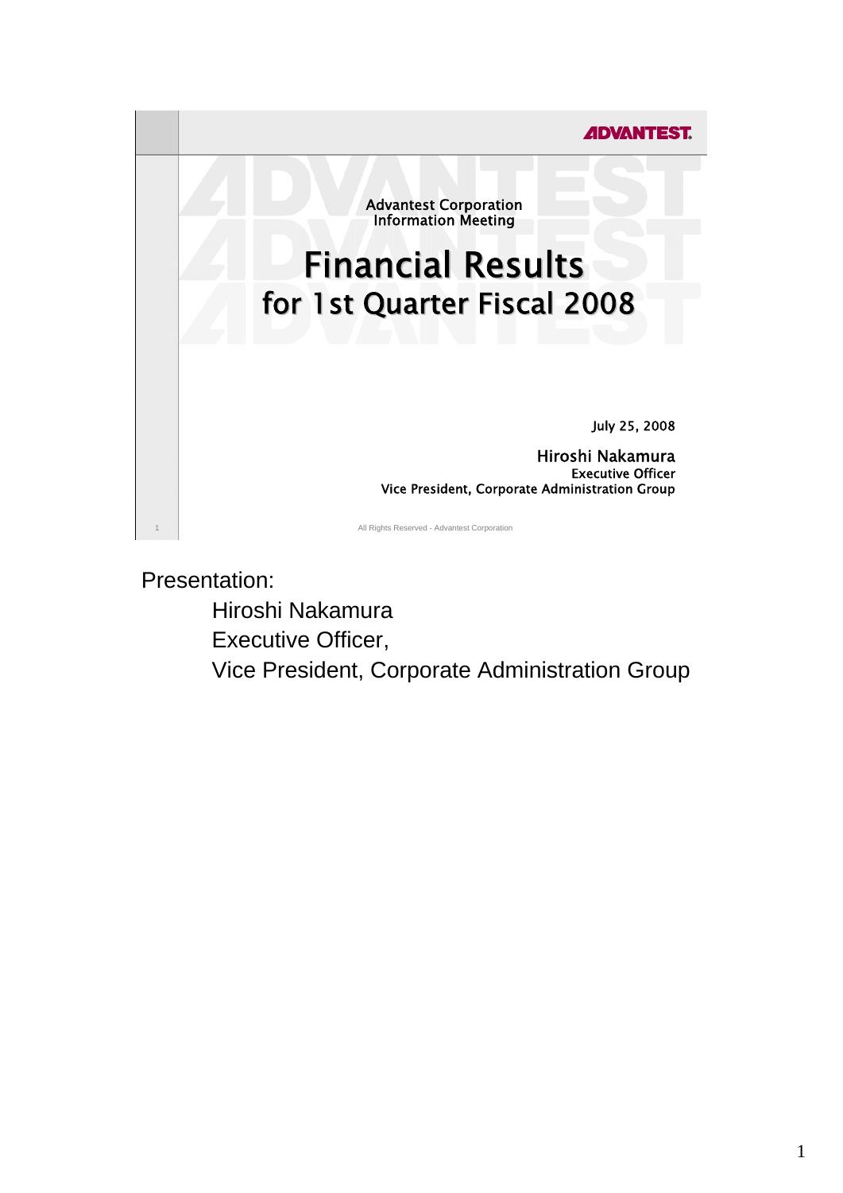ADVANTEST

Advantest Corporation
Information Meeting

# Financial Results for 1st Quarter Fiscal 2008

July 25, 2008

Hiroshi Nakamura
Executive Officer
Vice President, Corporate Administration Group

All Rights Reserved - Advantest Corporation

Presentation:

Hiroshi Nakamura
Executive Officer,
Vice President, Corporate Administration Group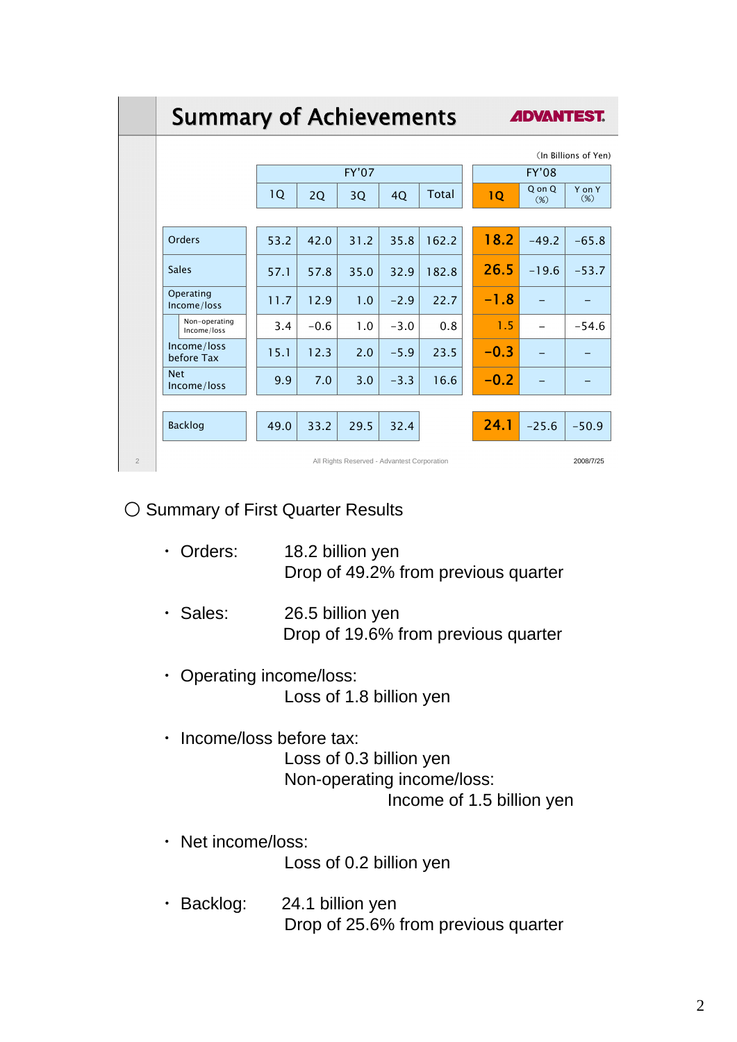## Summary of Achievements

ADVANTEST.

(In Billions of Yen)

| | FY'07 | | | | | FY'08 | | |
|---|---|---|---|---|---|---|---|---|
| | 1Q | 2Q | 3Q | 4Q | Total | 1Q | Q on Q (%) | Y on Y (%) |
| Orders | 53.2 | 42.0 | 31.2 | 35.8 | 162.2 | 18.2 | -49.2 | -65.8 |
| Sales | 57.1 | 57.8 | 35.0 | 32.9 | 182.8 | 26.5 | -19.6 | -53.7 |
| Operating Income/loss | 11.7 | 12.9 | 1.0 | -2.9 | 22.7 | -1.8 | – | – |
| Non-operating Income/loss | 3.4 | -0.6 | 1.0 | -3.0 | 0.8 | 1.5 | – | -54.6 |
| Income/loss before Tax | 15.1 | 12.3 | 2.0 | -5.9 | 23.5 | -0.3 | – | – |
| Net Income/loss | 9.9 | 7.0 | 3.0 | -3.3 | 16.6 | -0.2 | – | – |
| Backlog | 49.0 | 33.2 | 29.5 | 32.4 | | 24.1 | -25.6 | -50.9 |

All Rights Reserved - Advantest Corporation

2008/7/25

○ Summary of First Quarter Results

- Orders: 18.2 billion yen
  Drop of 49.2% from previous quarter

- Sales: 26.5 billion yen
  Drop of 19.6% from previous quarter

- Operating income/loss:
  Loss of 1.8 billion yen

- Income/loss before tax:
  Loss of 0.3 billion yen
  Non-operating income/loss:
  Income of 1.5 billion yen

- Net income/loss:
  Loss of 0.2 billion yen

- Backlog: 24.1 billion yen
  Drop of 25.6% from previous quarter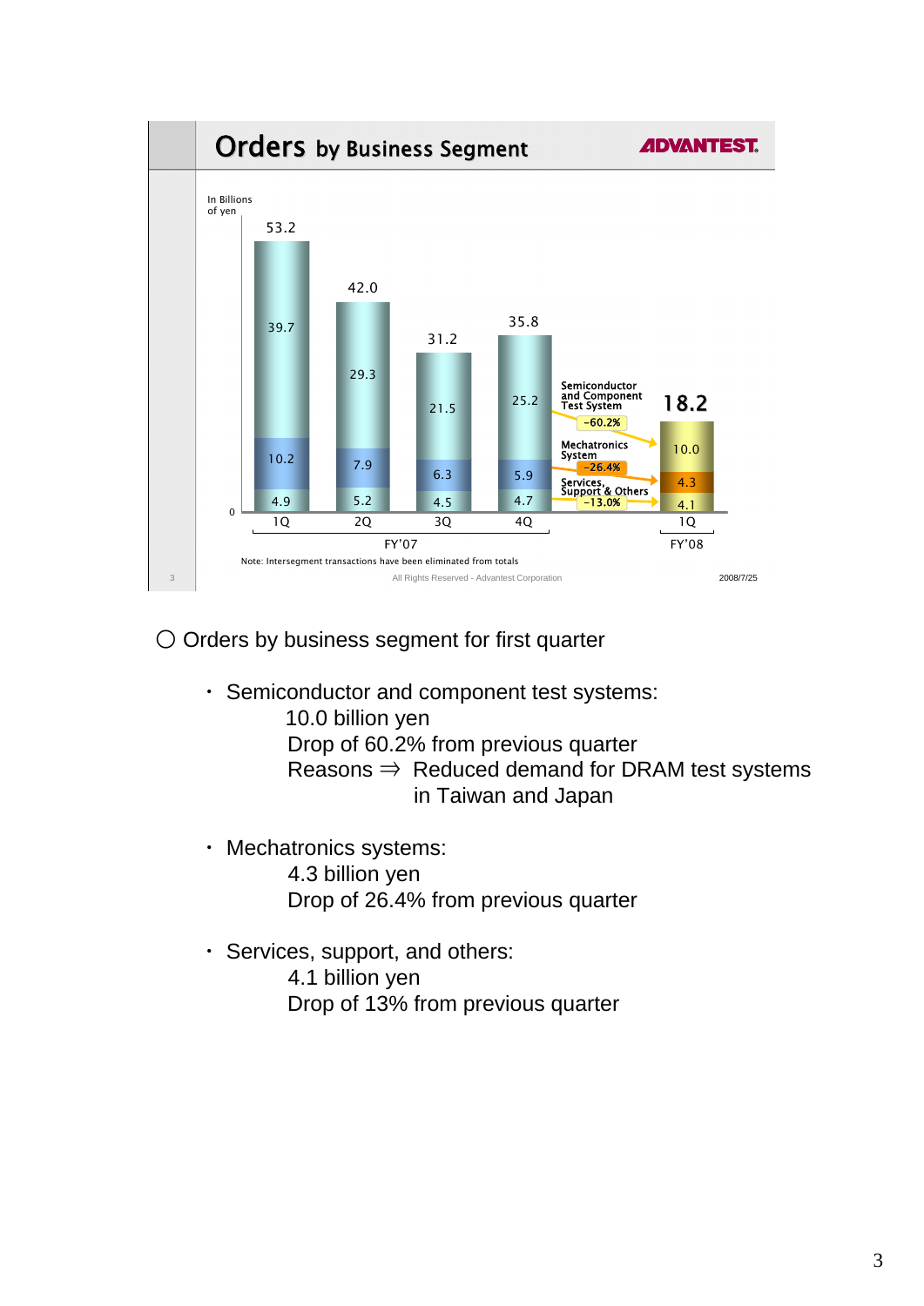## Orders by Business Segment

ADVANTEST

In Billions of yen

| | FY'07 1Q | FY'07 2Q | FY'07 3Q | FY'07 4Q | FY'08 1Q |
|---|---|---|---|---|---|
| Semiconductor and Component Test System | 39.7 | 29.3 | 21.5 | 25.2 | 10.0 |
| Mechatronics System | 10.2 | 7.9 | 6.3 | 5.9 | 4.3 |
| Services, Support & Others | 4.9 | 5.2 | 4.5 | 4.7 | 4.1 |
| Total | 53.2 | 42.0 | 31.2 | 35.8 | 18.2 |

Semiconductor and Component Test System: -60.2%

Mechatronics System: -26.4%

Services, Support & Others: -13.0%

Note: Intersegment transactions have been eliminated from totals

All Rights Reserved - Advantest Corporation

2008/7/25

○ Orders by business segment for first quarter

- Semiconductor and component test systems:
  10.0 billion yen
  Drop of 60.2% from previous quarter
  Reasons ⇒ Reduced demand for DRAM test systems in Taiwan and Japan

- Mechatronics systems:
  4.3 billion yen
  Drop of 26.4% from previous quarter

- Services, support, and others:
  4.1 billion yen
  Drop of 13% from previous quarter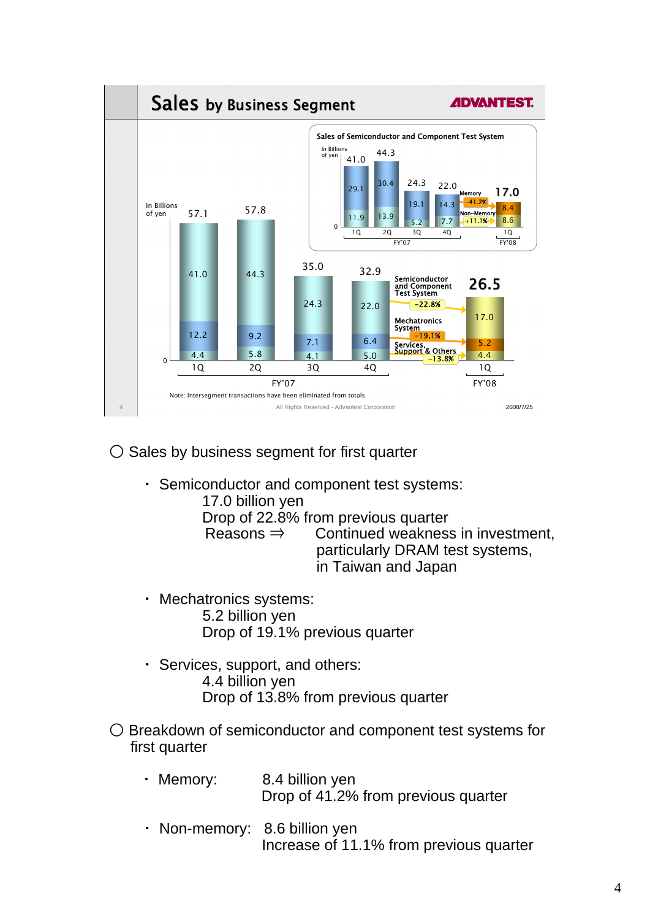## Sales by Business Segment

ADVANTEST.

**Sales of Semiconductor and Component Test System**

In Billions of yen

| | FY'07 1Q | FY'07 2Q | FY'07 3Q | FY'07 4Q | FY'08 1Q |
|---|---|---|---|---|---|
| Memory | 29.1 | 30.4 | 19.1 | 14.3 | 8.4 |
| Non-Memory | 11.9 | 13.9 | 5.2 | 7.7 | 8.6 |
| Total | 41.0 | 44.3 | 24.3 | 22.0 | 17.0 |

Memory: -41.2%; Non-Memory: +11.1%

In Billions of yen

| | FY'07 1Q | FY'07 2Q | FY'07 3Q | FY'07 4Q | FY'08 1Q |
|---|---|---|---|---|---|
| Semiconductor and Component Test System | 41.0 | 44.3 | 24.3 | 22.0 | 17.0 |
| Mechatronics System | 12.2 | 9.2 | 7.1 | 6.4 | 5.2 |
| Services, Support & Others | 4.4 | 5.8 | 4.1 | 5.0 | 4.4 |
| Total | 57.1 | 57.8 | 35.0 | 32.9 | 26.5 |

Semiconductor and Component Test System: -22.8%; Mechatronics System: -19.1%; Services, Support & Others: -13.8%

Note: Intersegment transactions have been eliminated from totals

All Rights Reserved - Advantest Corporation

2008/7/25

○ Sales by business segment for first quarter

- Semiconductor and component test systems:
  17.0 billion yen
  Drop of 22.8% from previous quarter
  Reasons ⇒ Continued weakness in investment, particularly DRAM test systems, in Taiwan and Japan

- Mechatronics systems:
  5.2 billion yen
  Drop of 19.1% previous quarter

- Services, support, and others:
  4.4 billion yen
  Drop of 13.8% from previous quarter

○ Breakdown of semiconductor and component test systems for first quarter

- Memory: 8.4 billion yen
  Drop of 41.2% from previous quarter

- Non-memory: 8.6 billion yen
  Increase of 11.1% from previous quarter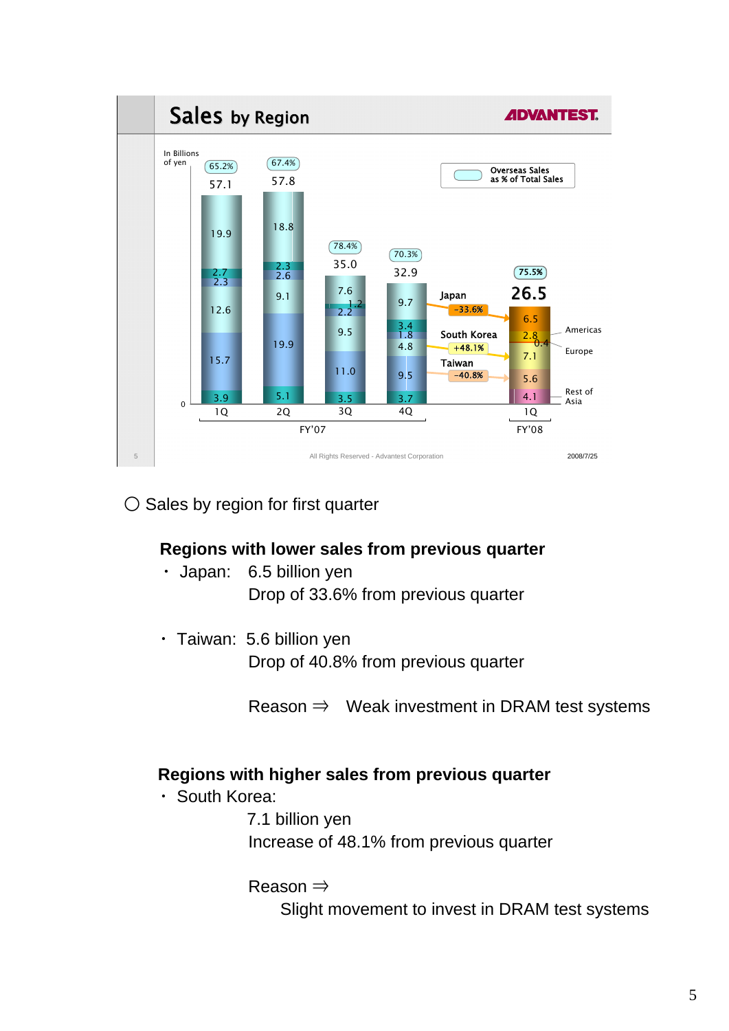## Sales by Region

ADVANTEST.

In Billions of yen

| | FY'07 1Q | FY'07 2Q | FY'07 3Q | FY'07 4Q | FY'08 1Q |
|---|---|---|---|---|---|
| Overseas Sales as % of Total Sales | 65.2% | 67.4% | 78.4% | 70.3% | 75.5% |
| Total | 57.1 | 57.8 | 35.0 | 32.9 | 26.5 |
| Rest of Asia | 19.9 | 18.8 | 7.6 | 9.7 | 4.1 |
| Europe | 2.7 | 2.3 | 1.2 | 3.4 | 0.4 |
| Americas | 2.3 | 2.6 | 2.2 | 1.8 | 2.8 |
| Taiwan | 12.6 | 9.1 | 9.5 | 4.8 | 5.6 |
| South Korea | 15.7 | 19.9 | 11.0 | 9.5 | 7.1 |
| Japan | 3.9 | 5.1 | 3.5 | 3.7 | 6.5 |

Japan −33.6%
South Korea +48.1%
Taiwan −40.8%

All Rights Reserved - Advantest Corporation 2008/7/25

○ Sales by region for first quarter

**Regions with lower sales from previous quarter**

・ Japan: 6.5 billion yen
Drop of 33.6% from previous quarter

・ Taiwan: 5.6 billion yen
Drop of 40.8% from previous quarter

Reason ⇒ Weak investment in DRAM test systems

**Regions with higher sales from previous quarter**

・ South Korea:
7.1 billion yen
Increase of 48.1% from previous quarter

Reason ⇒
Slight movement to invest in DRAM test systems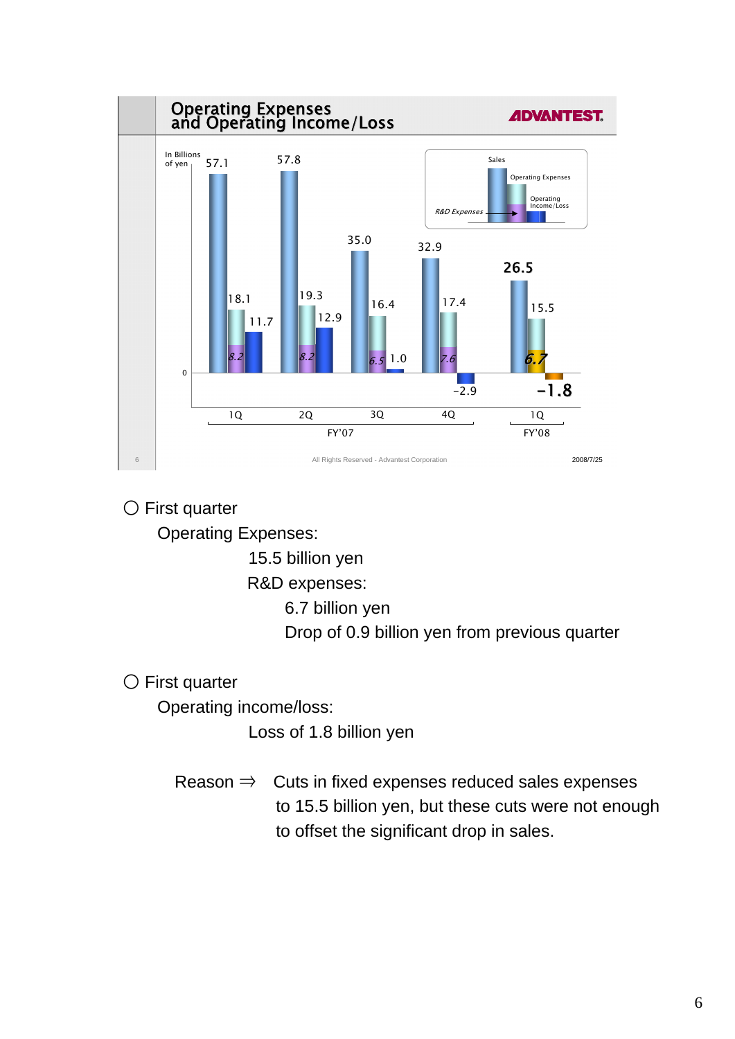## Operating Expenses and Operating Income/Loss

ADVANTEST.

In Billions of yen

| | FY'07 1Q | FY'07 2Q | FY'07 3Q | FY'07 4Q | FY'08 1Q |
|---|---|---|---|---|---|
| Sales | 57.1 | 57.8 | 35.0 | 32.9 | 26.5 |
| Operating Expenses | 18.1 | 19.3 | 16.4 | 17.4 | 15.5 |
| R&D Expenses | 8.2 | 8.2 | 6.5 | 7.6 | 6.7 |
| Operating Income/Loss | 11.7 | 12.9 | 1.0 | -2.9 | -1.8 |

All Rights Reserved - Advantest Corporation

2008/7/25

○ First quarter

Operating Expenses:

15.5 billion yen

R&D expenses:

6.7 billion yen

Drop of 0.9 billion yen from previous quarter

○ First quarter

Operating income/loss:

Loss of 1.8 billion yen

Reason ⇒ Cuts in fixed expenses reduced sales expenses to 15.5 billion yen, but these cuts were not enough to offset the significant drop in sales.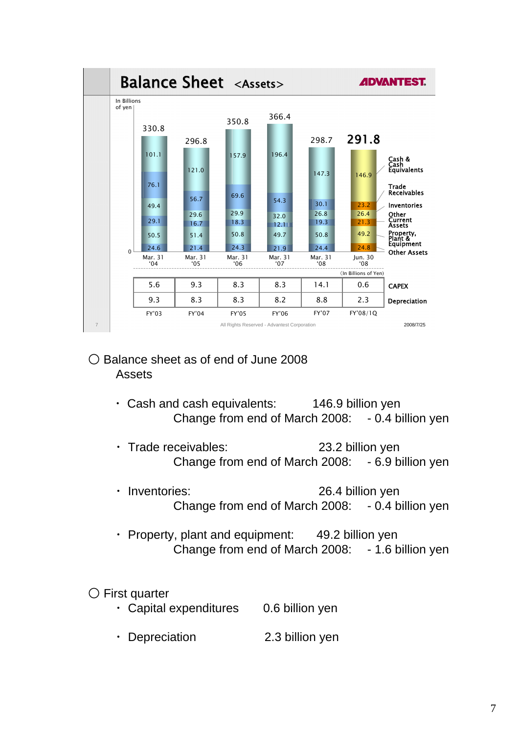## Balance Sheet <Assets>

ADVANTEST

In Billions of yen

| | Mar. 31 '04 | Mar. 31 '05 | Mar. 31 '06 | Mar. 31 '07 | Mar. 31 '08 | Jun. 30 '08 |
|---|---|---|---|---|---|---|
| Total | 330.8 | 296.8 | 350.8 | 366.4 | 298.7 | 291.8 |
| Cash & Cash Equivalents | 101.1 | 121.0 | 157.9 | 196.4 | 147.3 | 146.9 |
| Trade Receivables | 76.1 | 56.7 | 69.6 | 54.3 | 30.1 | 23.2 |
| Inventories | 49.4 | 29.6 | 29.9 | 32.0 | 26.8 | 26.4 |
| Other Current Assets | 29.1 | 16.7 | 18.3 | 12.1 | 19.3 | 21.3 |
| Property, Plant & Equipment | 50.5 | 51.4 | 50.8 | 49.7 | 50.8 | 49.2 |
| Other Assets | 24.6 | 21.4 | 24.3 | 21.9 | 24.4 | 24.8 |

(In Billions of Yen)

| | FY'03 | FY'04 | FY'05 | FY'06 | FY'07 | FY'08/1Q |
|---|---|---|---|---|---|---|
| CAPEX | 5.6 | 9.3 | 8.3 | 8.3 | 14.1 | 0.6 |
| Depreciation | 9.3 | 8.3 | 8.3 | 8.2 | 8.8 | 2.3 |

All Rights Reserved - Advantest Corporation

2008/7/25

○ Balance sheet as of end of June 2008

Assets

- Cash and cash equivalents: 146.9 billion yen
  Change from end of March 2008: - 0.4 billion yen
- Trade receivables: 23.2 billion yen
  Change from end of March 2008: - 6.9 billion yen
- Inventories: 26.4 billion yen
  Change from end of March 2008: - 0.4 billion yen
- Property, plant and equipment: 49.2 billion yen
  Change from end of March 2008: - 1.6 billion yen

○ First quarter

- Capital expenditures 0.6 billion yen
- Depreciation 2.3 billion yen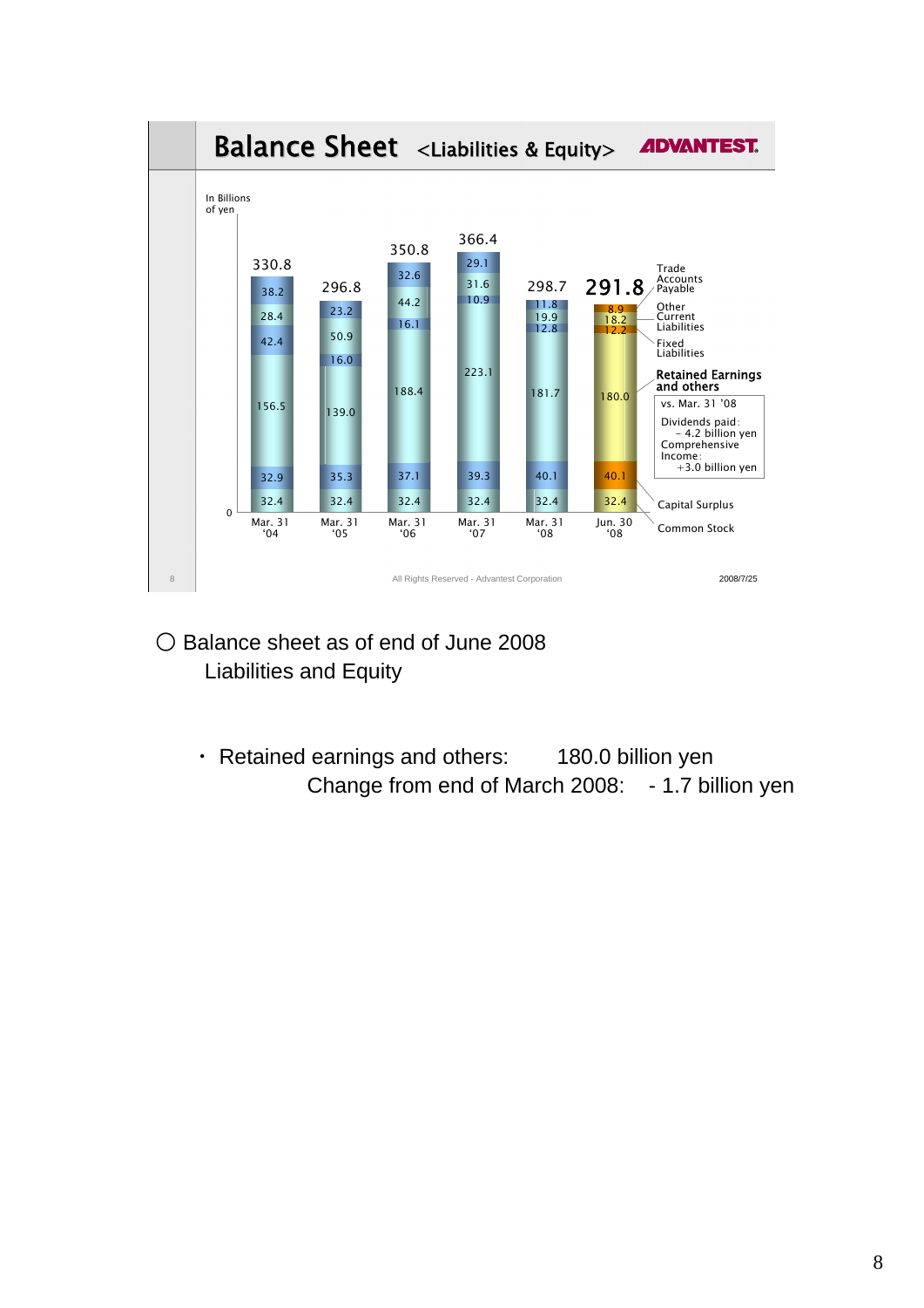# Balance Sheet <Liabilities & Equity>

ADVANTEST

In Billions of yen

| | Mar. 31 '04 | Mar. 31 '05 | Mar. 31 '06 | Mar. 31 '07 | Mar. 31 '08 | Jun. 30 '08 |
|---|---|---|---|---|---|---|
| Trade Accounts Payable | 38.2 | 23.2 | 32.6 | 29.1 | 11.8 | 8.9 |
| Other Current Liabilities | 28.4 | 50.9 | 44.2 | 31.6 | 19.9 | 18.2 |
| Fixed Liabilities | 42.4 | 16.0 | 16.1 | 10.9 | 12.8 | 12.2 |
| Retained Earnings and others | 156.5 | 139.0 | 188.4 | 223.1 | 181.7 | 180.0 |
| Capital Surplus | 32.9 | 35.3 | 37.1 | 39.3 | 40.1 | 40.1 |
| Common Stock | 32.4 | 32.4 | 32.4 | 32.4 | 32.4 | 32.4 |
| Total | 330.8 | 296.8 | 350.8 | 366.4 | 298.7 | 291.8 |

vs. Mar. 31 '08
Dividends paid: − 4.2 billion yen
Comprehensive Income: +3.0 billion yen

All Rights Reserved - Advantest Corporation

2008/7/25

○ Balance sheet as of end of June 2008
Liabilities and Equity

- Retained earnings and others: 180.0 billion yen
  Change from end of March 2008: - 1.7 billion yen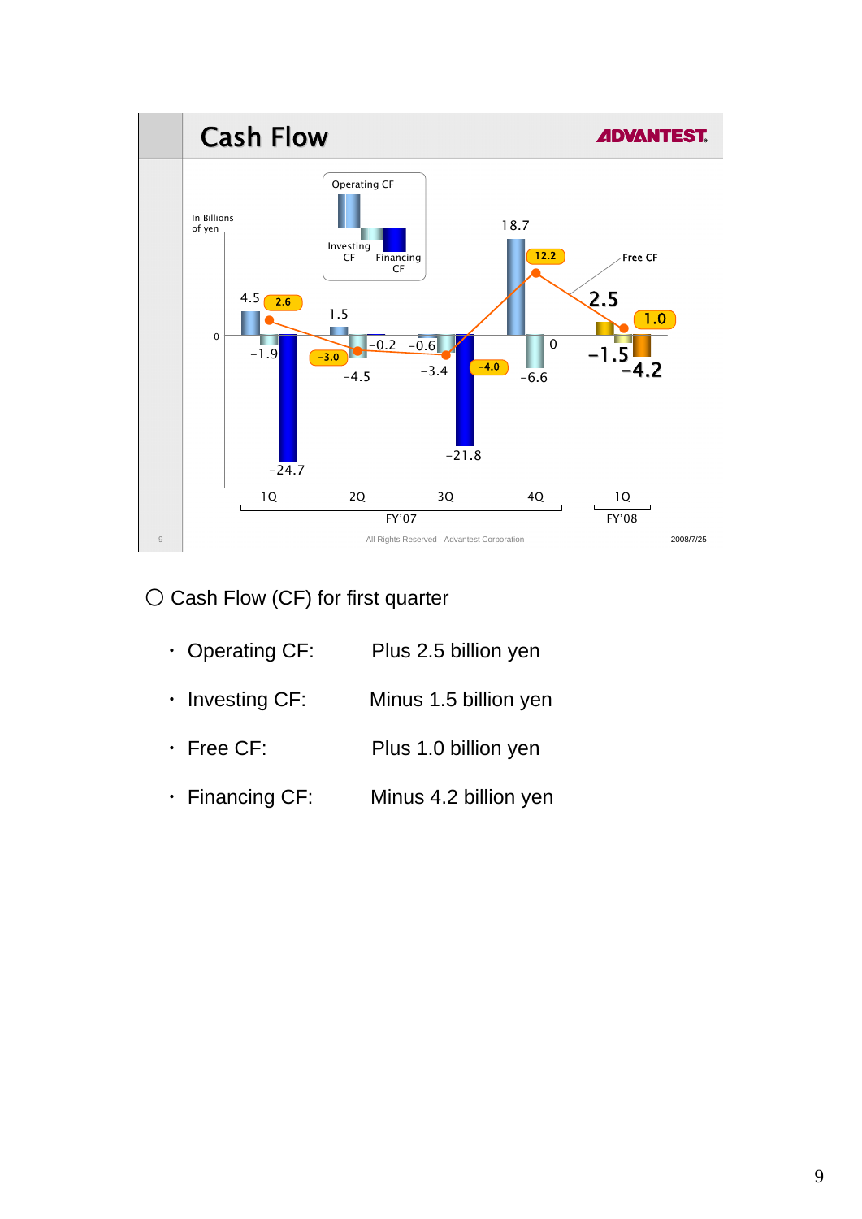# Cash Flow

ADVANTEST

In Billions of yen

| | 1Q FY'07 | 2Q FY'07 | 3Q FY'07 | 4Q FY'07 | 1Q FY'08 |
|---|---|---|---|---|---|
| Operating CF | 4.5 | 1.5 | -0.6 | 18.7 | 2.5 |
| Investing CF | -1.9 | -4.5 | -3.4 | -6.6 | -1.5 |
| Financing CF | -24.7 | -0.2 | -21.8 | 0 | -4.2 |
| Free CF | 2.6 | -3.0 | -4.0 | 12.2 | 1.0 |

All Rights Reserved - Advantest Corporation

2008/7/25

○ Cash Flow (CF) for first quarter

- Operating CF: Plus 2.5 billion yen
- Investing CF: Minus 1.5 billion yen
- Free CF: Plus 1.0 billion yen
- Financing CF: Minus 4.2 billion yen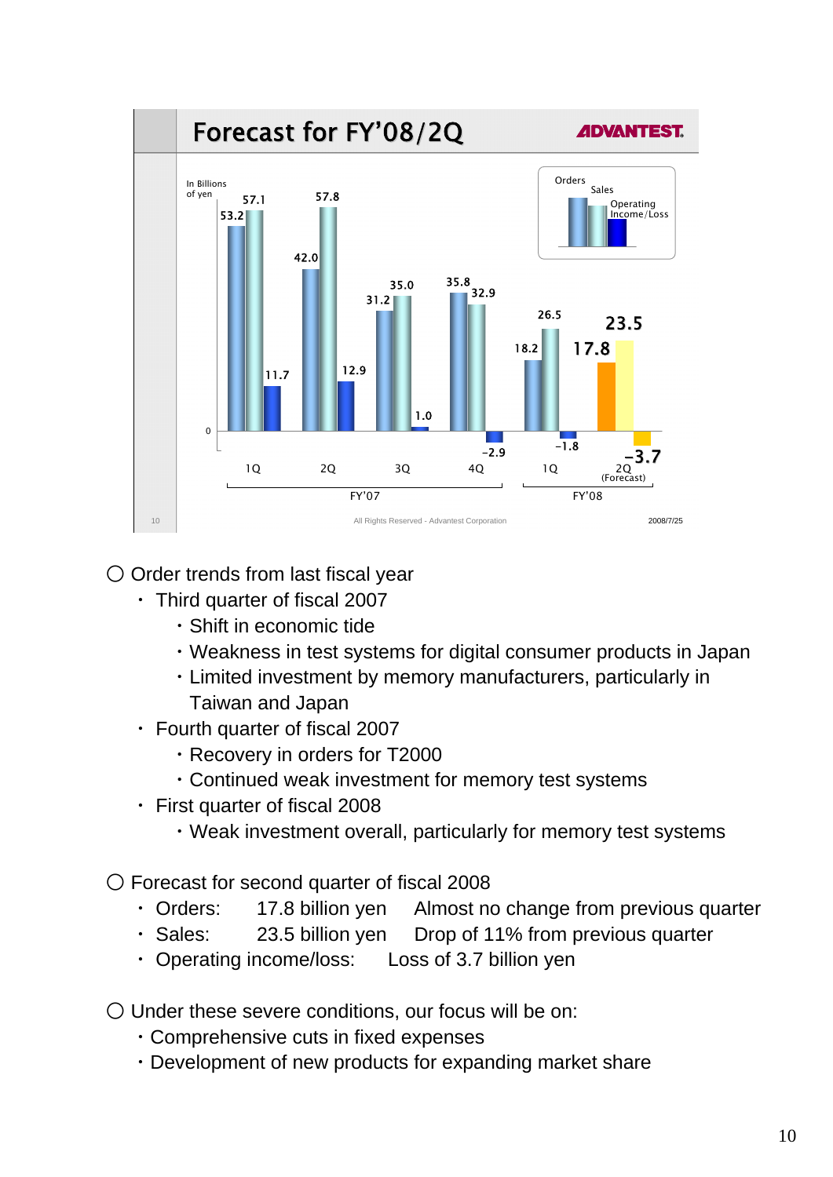## Forecast for FY'08/2Q

ADVANTEST

In Billions of yen

| | FY'07 1Q | FY'07 2Q | FY'07 3Q | FY'07 4Q | FY'08 1Q | FY'08 2Q (Forecast) |
|---|---|---|---|---|---|---|
| Orders | 53.2 | 42.0 | 31.2 | 35.8 | 18.2 | 17.8 |
| Sales | 57.1 | 57.8 | 35.0 | 32.9 | 26.5 | 23.5 |
| Operating Income/Loss | 11.7 | 12.9 | 1.0 | -2.9 | -1.8 | -3.7 |

All Rights Reserved - Advantest Corporation

2008/7/25

○ Order trends from last fiscal year

- Third quarter of fiscal 2007
  - Shift in economic tide
  - Weakness in test systems for digital consumer products in Japan
  - Limited investment by memory manufacturers, particularly in Taiwan and Japan
- Fourth quarter of fiscal 2007
  - Recovery in orders for T2000
  - Continued weak investment for memory test systems
- First quarter of fiscal 2008
  - Weak investment overall, particularly for memory test systems

○ Forecast for second quarter of fiscal 2008

- Orders: 17.8 billion yen Almost no change from previous quarter
- Sales: 23.5 billion yen Drop of 11% from previous quarter
- Operating income/loss: Loss of 3.7 billion yen

○ Under these severe conditions, our focus will be on:

- Comprehensive cuts in fixed expenses
- Development of new products for expanding market share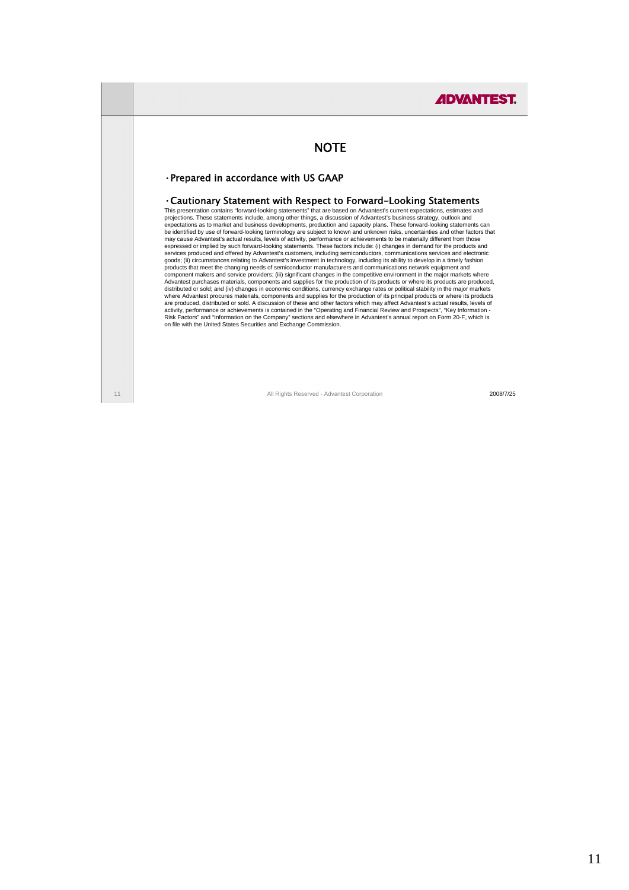# NOTE

## ・Prepared in accordance with US GAAP

## ・Cautionary Statement with Respect to Forward-Looking Statements

This presentation contains "forward-looking statements" that are based on Advantest's current expectations, estimates and projections. These statements include, among other things, a discussion of Advantest's business strategy, outlook and expectations as to market and business developments, production and capacity plans. These forward-looking statements can be identified by use of forward-looking terminology are subject to known and unknown risks, uncertainties and other factors that may cause Advantest's actual results, levels of activity, performance or achievements to be materially different from those expressed or implied by such forward-looking statements. These factors include: (i) changes in demand for the products and services produced and offered by Advantest's customers, including semiconductors, communications services and electronic goods; (ii) circumstances relating to Advantest's investment in technology, including its ability to develop in a timely fashion products that meet the changing needs of semiconductor manufacturers and communications network equipment and component makers and service providers; (iii) significant changes in the competitive environment in the major markets where Advantest purchases materials, components and supplies for the production of its products or where its products are produced, distributed or sold; and (iv) changes in economic conditions, currency exchange rates or political stability in the major markets where Advantest procures materials, components and supplies for the production of its principal products or where its products are produced, distributed or sold. A discussion of these and other factors which may affect Advantest's actual results, levels of activity, performance or achievements is contained in the "Operating and Financial Review and Prospects", "Key Information - Risk Factors" and "Information on the Company" sections and elsewhere in Advantest's annual report on Form 20-F, which is on file with the United States Securities and Exchange Commission.